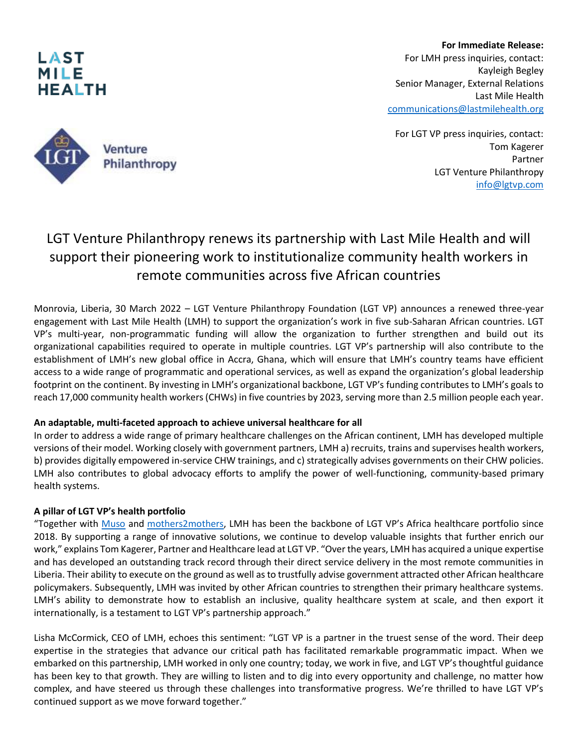**For Immediate Release:**
For LMH press inquiries, contact:
Kayleigh Begley
Senior Manager, External Relations
Last Mile Health
communications@lastmilehealth.org

For LGT VP press inquiries, contact:
Tom Kagerer
Partner
LGT Venture Philanthropy
info@lgtvp.com

# LGT Venture Philanthropy renews its partnership with Last Mile Health and will support their pioneering work to institutionalize community health workers in remote communities across five African countries

Monrovia, Liberia, 30 March 2022 – LGT Venture Philanthropy Foundation (LGT VP) announces a renewed three-year engagement with Last Mile Health (LMH) to support the organization's work in five sub-Saharan African countries. LGT VP's multi-year, non-programmatic funding will allow the organization to further strengthen and build out its organizational capabilities required to operate in multiple countries. LGT VP's partnership will also contribute to the establishment of LMH's new global office in Accra, Ghana, which will ensure that LMH's country teams have efficient access to a wide range of programmatic and operational services, as well as expand the organization's global leadership footprint on the continent. By investing in LMH's organizational backbone, LGT VP's funding contributes to LMH's goals to reach 17,000 community health workers (CHWs) in five countries by 2023, serving more than 2.5 million people each year.

**An adaptable, multi-faceted approach to achieve universal healthcare for all**

In order to address a wide range of primary healthcare challenges on the African continent, LMH has developed multiple versions of their model. Working closely with government partners, LMH a) recruits, trains and supervises health workers, b) provides digitally empowered in-service CHW trainings, and c) strategically advises governments on their CHW policies. LMH also contributes to global advocacy efforts to amplify the power of well-functioning, community-based primary health systems.

**A pillar of LGT VP's health portfolio**

"Together with Muso and mothers2mothers, LMH has been the backbone of LGT VP's Africa healthcare portfolio since 2018. By supporting a range of innovative solutions, we continue to develop valuable insights that further enrich our work," explains Tom Kagerer, Partner and Healthcare lead at LGT VP. "Over the years, LMH has acquired a unique expertise and has developed an outstanding track record through their direct service delivery in the most remote communities in Liberia. Their ability to execute on the ground as well as to trustfully advise government attracted other African healthcare policymakers. Subsequently, LMH was invited by other African countries to strengthen their primary healthcare systems. LMH's ability to demonstrate how to establish an inclusive, quality healthcare system at scale, and then export it internationally, is a testament to LGT VP's partnership approach."

Lisha McCormick, CEO of LMH, echoes this sentiment: "LGT VP is a partner in the truest sense of the word. Their deep expertise in the strategies that advance our critical path has facilitated remarkable programmatic impact. When we embarked on this partnership, LMH worked in only one country; today, we work in five, and LGT VP's thoughtful guidance has been key to that growth. They are willing to listen and to dig into every opportunity and challenge, no matter how complex, and have steered us through these challenges into transformative progress. We're thrilled to have LGT VP's continued support as we move forward together."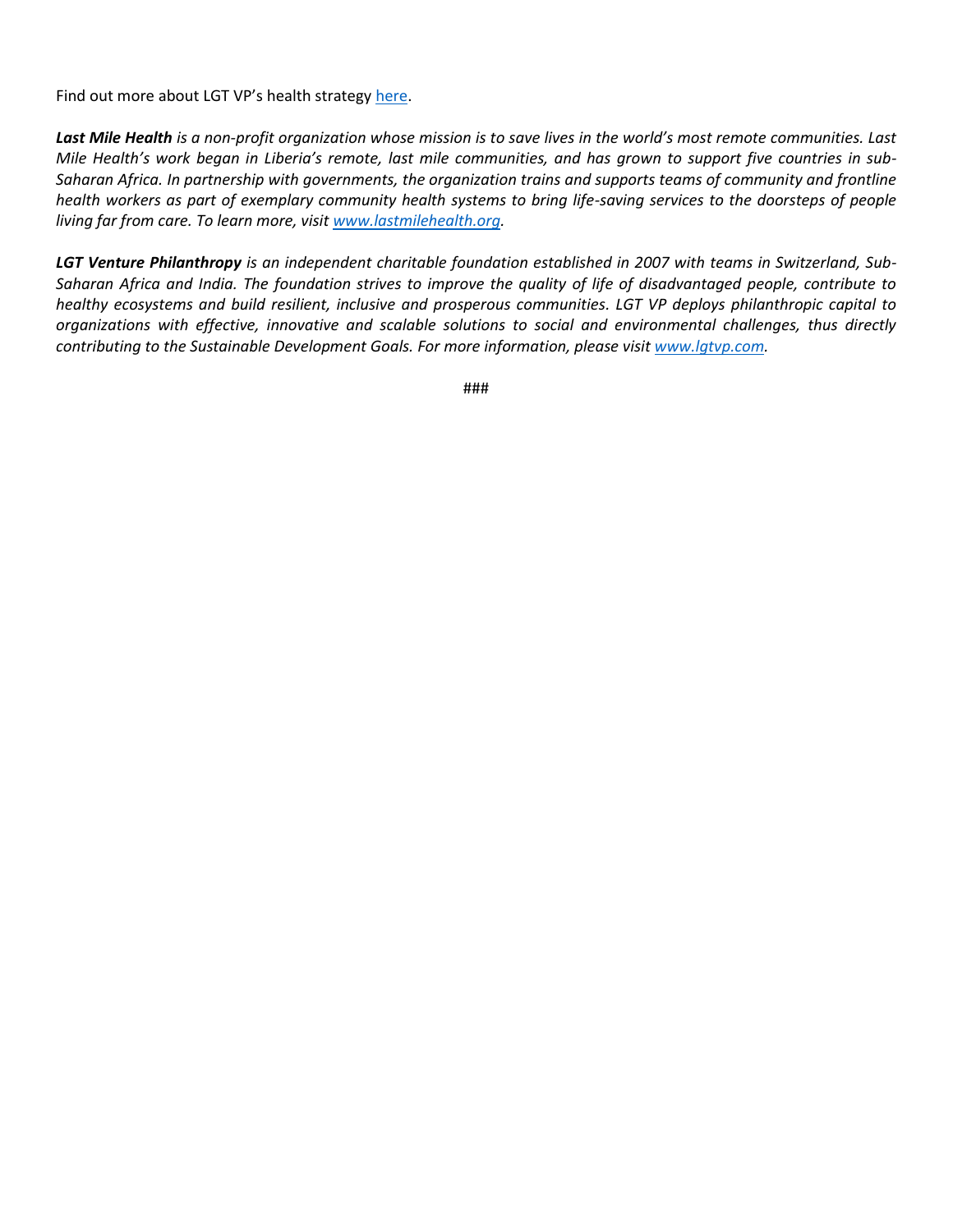Find out more about LGT VP's health strategy [here](#).

***Last Mile Health*** *is a non-profit organization whose mission is to save lives in the world's most remote communities. Last Mile Health's work began in Liberia's remote, last mile communities, and has grown to support five countries in sub-Saharan Africa. In partnership with governments, the organization trains and supports teams of community and frontline health workers as part of exemplary community health systems to bring life-saving services to the doorsteps of people living far from care. To learn more, visit [www.lastmilehealth.org](http://www.lastmilehealth.org).*

***LGT Venture Philanthropy*** *is an independent charitable foundation established in 2007 with teams in Switzerland, Sub-Saharan Africa and India. The foundation strives to improve the quality of life of disadvantaged people, contribute to healthy ecosystems and build resilient, inclusive and prosperous communities. LGT VP deploys philanthropic capital to organizations with effective, innovative and scalable solutions to social and environmental challenges, thus directly contributing to the Sustainable Development Goals. For more information, please visit [www.lgtvp.com](http://www.lgtvp.com).*

###